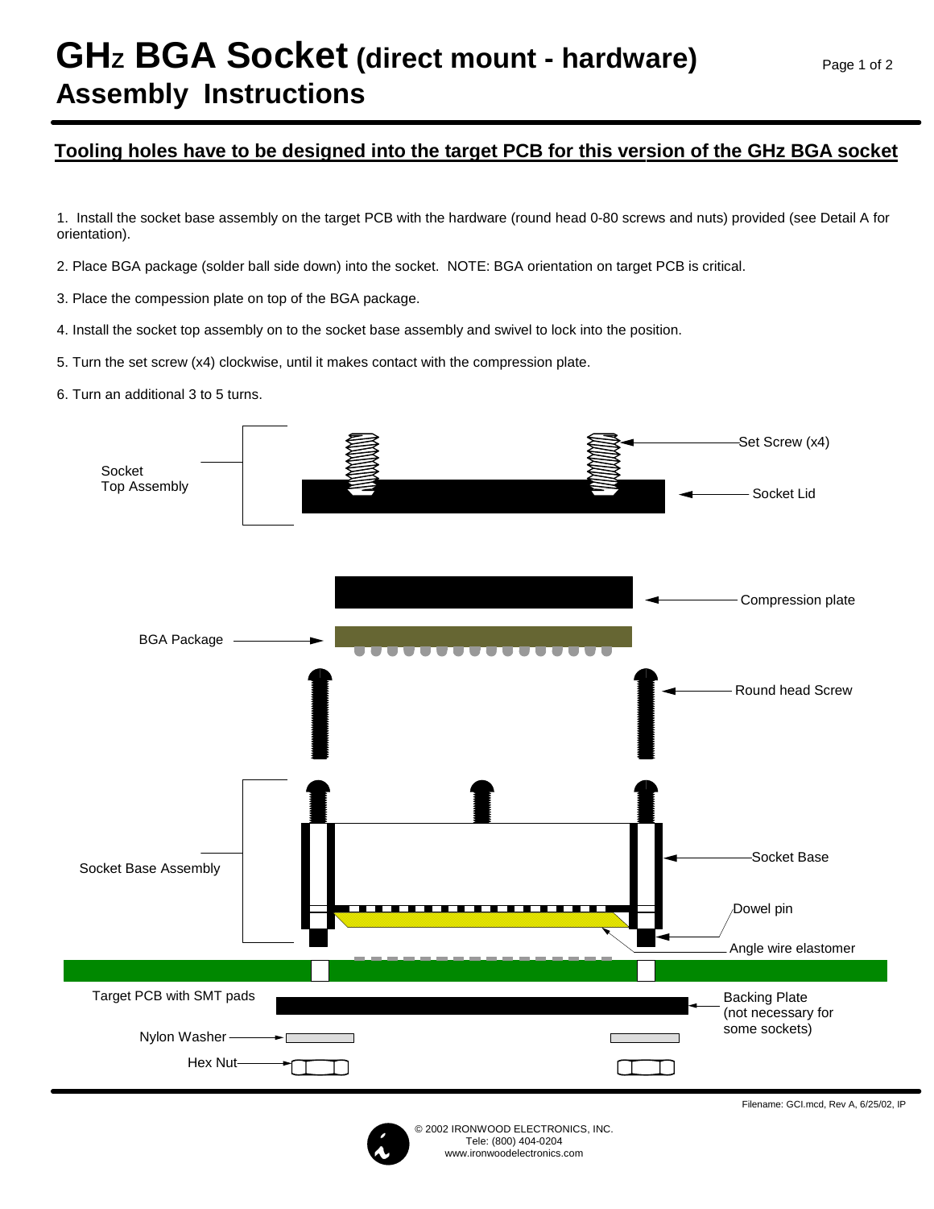# GHz BGA Socket (direct mount - hardware) Assembly Instructions

**Tooling holes have to be designed into the target PCB for this version of the GHz BGA socket**

1. Install the socket base assembly on the target PCB with the hardware (round head 0-80 screws and nuts) provided (see Detail A for orientation).

2. Place BGA package (solder ball side down) into the socket. NOTE: BGA orientation on target PCB is critical.

3. Place the compession plate on top of the BGA package.

4. Install the socket top assembly on to the socket base assembly and swivel to lock into the position.

5. Turn the set screw (x4) clockwise, until it makes contact with the compression plate.

6. Turn an additional 3 to 5 turns.

Socket Top Assembly
Set Screw (x4)
Socket Lid
Compression plate
BGA Package
Round head Screw
Socket Base Assembly
Socket Base
Dowel pin
Angle wire elastomer
Target PCB with SMT pads
Backing Plate (not necessary for some sockets)
Nylon Washer
Hex Nut

Filename: GCI.mcd, Rev A, 6/25/02, IP

© 2002 IRONWOOD ELECTRONICS, INC.
Tele: (800) 404-0204
www.ironwoodelectronics.com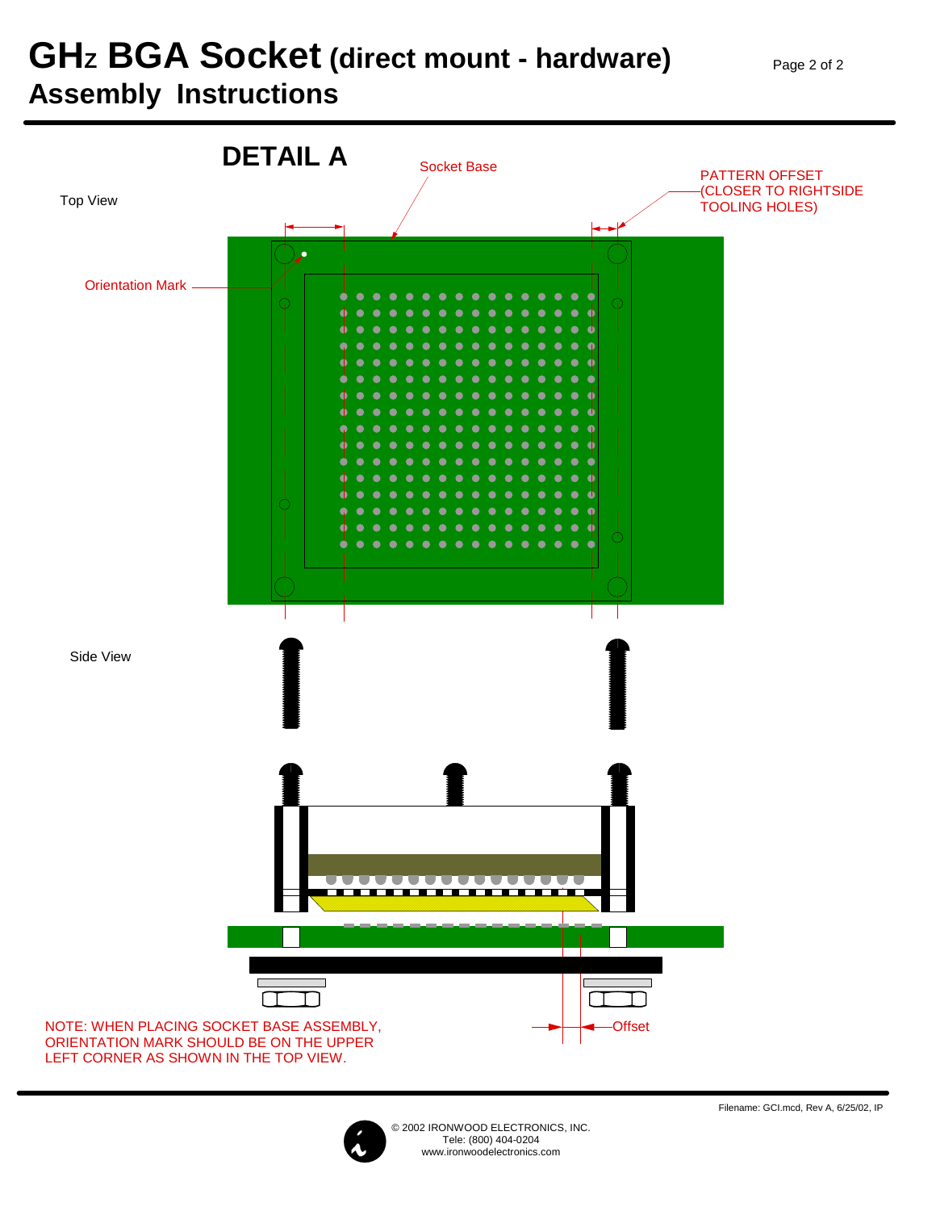# GHz BGA Socket (direct mount - hardware)
## Assembly Instructions

### DETAIL A

Top View

Socket Base

PATTERN OFFSET (CLOSER TO RIGHTSIDE TOOLING HOLES)

Orientation Mark

Side View

Offset

NOTE: WHEN PLACING SOCKET BASE ASSEMBLY, ORIENTATION MARK SHOULD BE ON THE UPPER LEFT CORNER AS SHOWN IN THE TOP VIEW.

Filename: GCI.mcd, Rev A, 6/25/02, IP

© 2002 IRONWOOD ELECTRONICS, INC.
Tele: (800) 404-0204
www.ironwoodelectronics.com